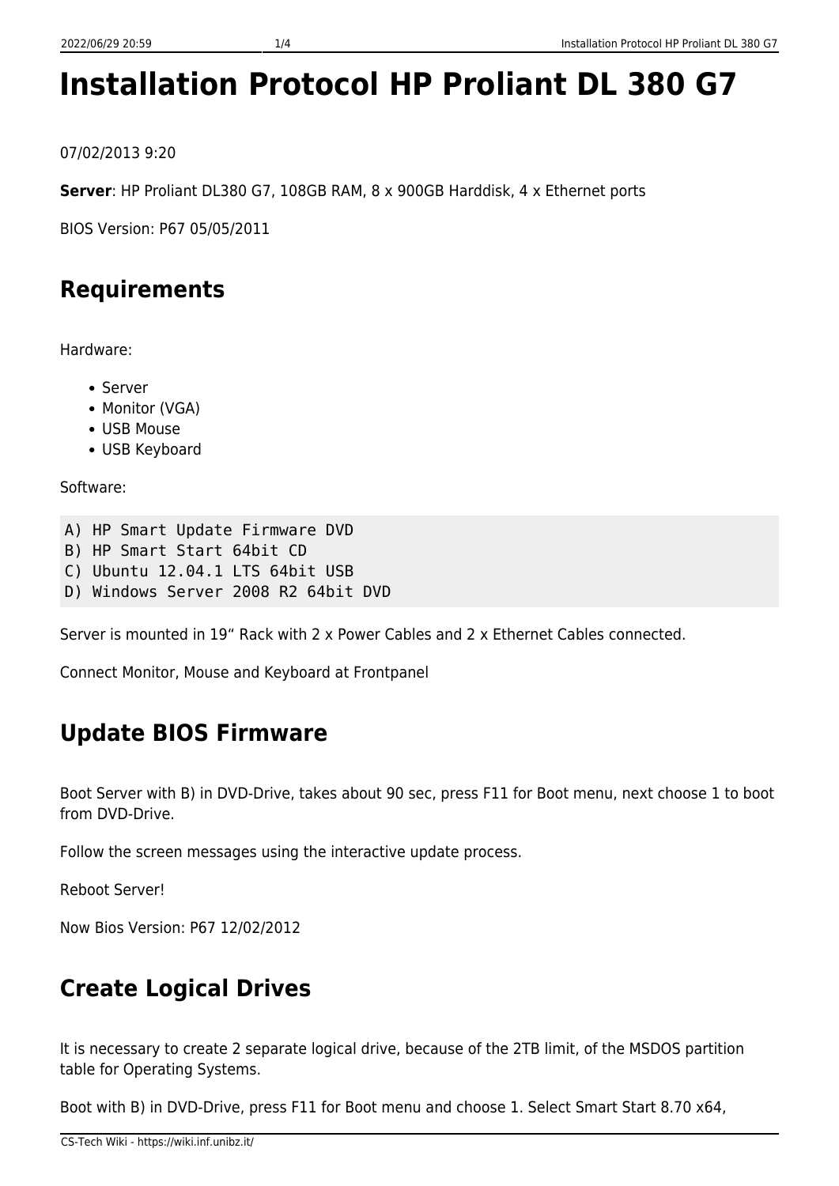# Installation Protocol HP Proliant DL 380 G7

07/02/2013 9:20

**Server**: HP Proliant DL380 G7, 108GB RAM, 8 x 900GB Harddisk, 4 x Ethernet ports

BIOS Version: P67 05/05/2011

## Requirements

Hardware:

- Server
- Monitor (VGA)
- USB Mouse
- USB Keyboard

Software:

```
A) HP Smart Update Firmware DVD
B) HP Smart Start 64bit CD
C) Ubuntu 12.04.1 LTS 64bit USB
D) Windows Server 2008 R2 64bit DVD
```

Server is mounted in 19" Rack with 2 x Power Cables and 2 x Ethernet Cables connected.

Connect Monitor, Mouse and Keyboard at Frontpanel

## Update BIOS Firmware

Boot Server with B) in DVD-Drive, takes about 90 sec, press F11 for Boot menu, next choose 1 to boot from DVD-Drive.

Follow the screen messages using the interactive update process.

Reboot Server!

Now Bios Version: P67 12/02/2012

## Create Logical Drives

It is necessary to create 2 separate logical drive, because of the 2TB limit, of the MSDOS partition table for Operating Systems.

Boot with B) in DVD-Drive, press F11 for Boot menu and choose 1. Select Smart Start 8.70 x64,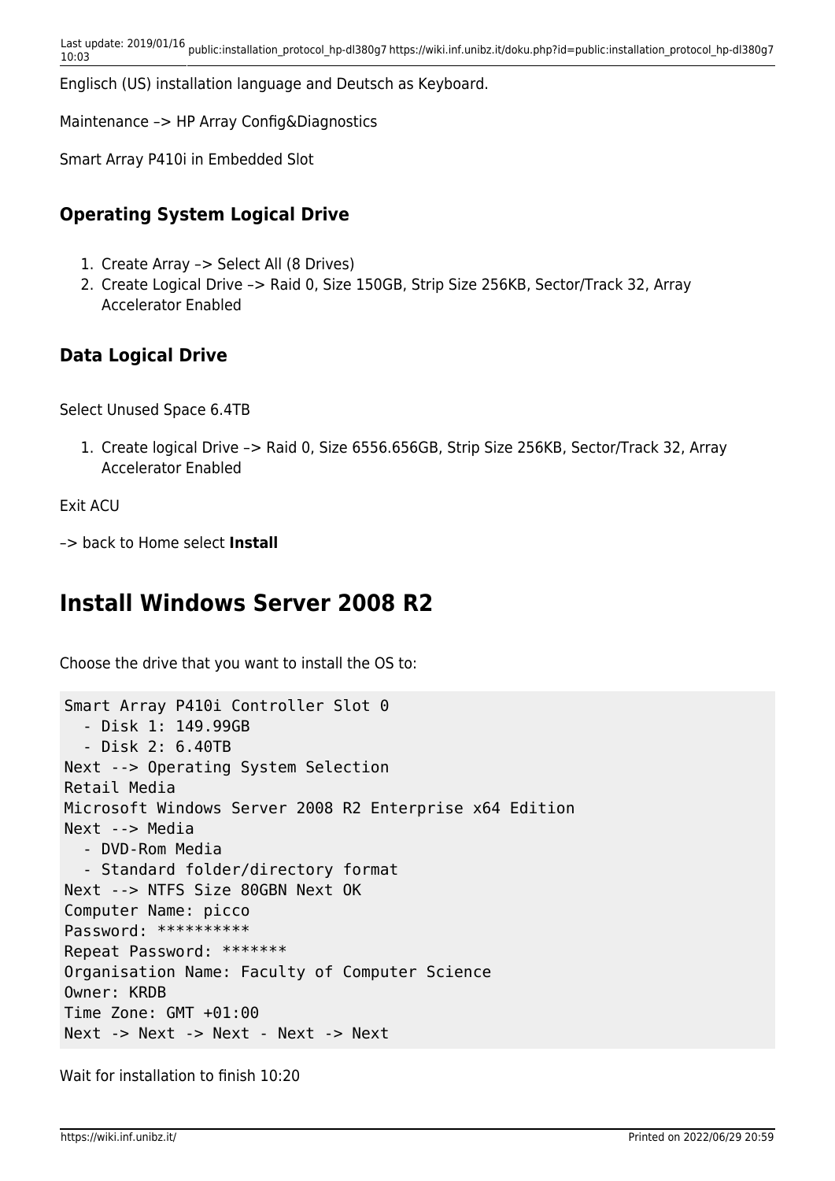Englisch (US) installation language and Deutsch as Keyboard.

Maintenance –> HP Array Config&Diagnostics

Smart Array P410i in Embedded Slot

### Operating System Logical Drive

1. Create Array –> Select All (8 Drives)
2. Create Logical Drive –> Raid 0, Size 150GB, Strip Size 256KB, Sector/Track 32, Array Accelerator Enabled

### Data Logical Drive

Select Unused Space 6.4TB

1. Create logical Drive –> Raid 0, Size 6556.656GB, Strip Size 256KB, Sector/Track 32, Array Accelerator Enabled

Exit ACU

–> back to Home select **Install**

## Install Windows Server 2008 R2

Choose the drive that you want to install the OS to:

```
Smart Array P410i Controller Slot 0
  - Disk 1: 149.99GB
  - Disk 2: 6.40TB
Next --> Operating System Selection
Retail Media
Microsoft Windows Server 2008 R2 Enterprise x64 Edition
Next --> Media
  - DVD-Rom Media
  - Standard folder/directory format
Next --> NTFS Size 80GBN Next OK
Computer Name: picco
Password: **********
Repeat Password: *******
Organisation Name: Faculty of Computer Science
Owner: KRDB
Time Zone: GMT +01:00
Next -> Next -> Next - Next -> Next
```

Wait for installation to finish 10:20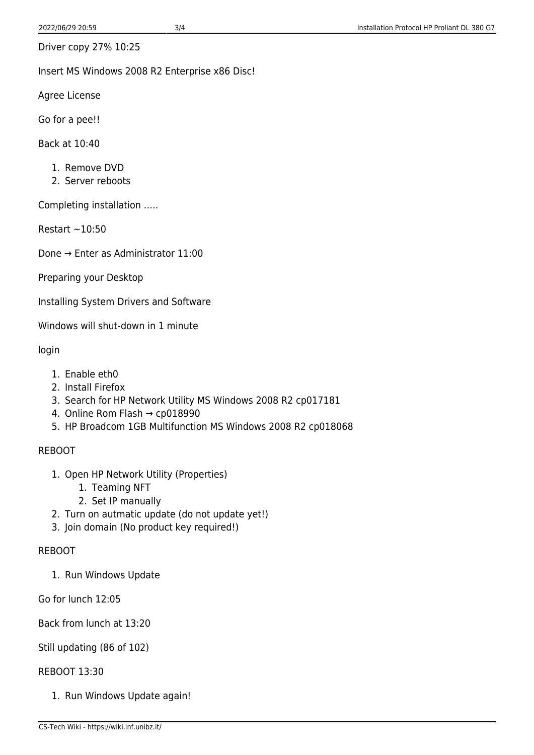Driver copy 27% 10:25

Insert MS Windows 2008 R2 Enterprise x86 Disc!

Agree License

Go for a pee!!

Back at 10:40

1. Remove DVD
2. Server reboots

Completing installation …..

Restart ~10:50

Done → Enter as Administrator 11:00

Preparing your Desktop

Installing System Drivers and Software

Windows will shut-down in 1 minute

login

1. Enable eth0
2. Install Firefox
3. Search for HP Network Utility MS Windows 2008 R2 cp017181
4. Online Rom Flash → cp018990
5. HP Broadcom 1GB Multifunction MS Windows 2008 R2 cp018068

REBOOT

1. Open HP Network Utility (Properties)
    1. Teaming NFT
    2. Set IP manually
2. Turn on autmatic update (do not update yet!)
3. Join domain (No product key required!)

REBOOT

1. Run Windows Update

Go for lunch 12:05

Back from lunch at 13:20

Still updating (86 of 102)

REBOOT 13:30

1. Run Windows Update again!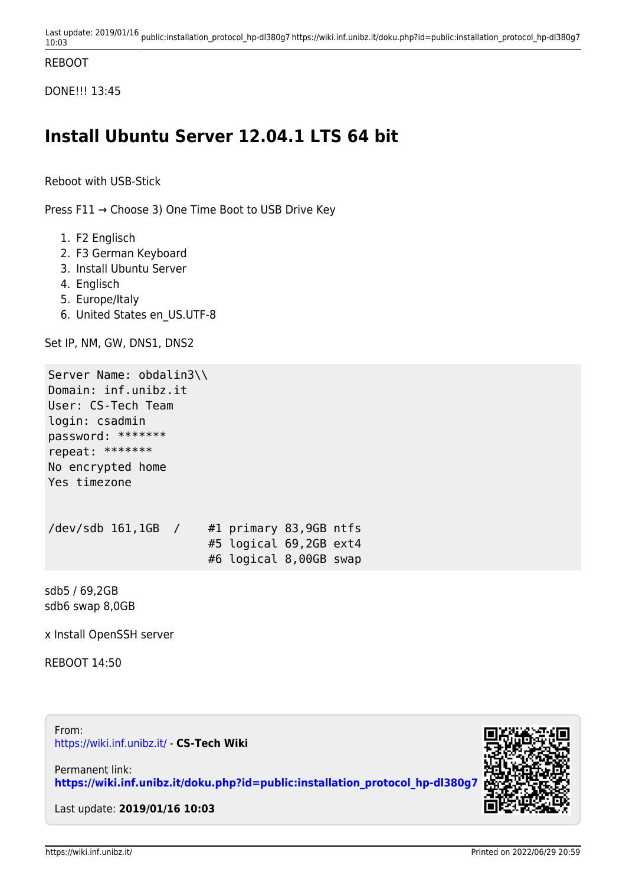REBOOT

DONE!!! 13:45

## Install Ubuntu Server 12.04.1 LTS 64 bit

Reboot with USB-Stick

Press F11 → Choose 3) One Time Boot to USB Drive Key

1. F2 Englisch
2. F3 German Keyboard
3. Install Ubuntu Server
4. Englisch
5. Europe/Italy
6. United States en_US.UTF-8

Set IP, NM, GW, DNS1, DNS2

```
Server Name: obdalin3\\
Domain: inf.unibz.it
User: CS-Tech Team
login: csadmin
password: *******
repeat: *******
No encrypted home
Yes timezone


/dev/sdb 161,1GB  /    #1 primary 83,9GB ntfs
                       #5 logical 69,2GB ext4
                       #6 logical 8,00GB swap
```

sdb5 / 69,2GB
sdb6 swap 8,0GB

x Install OpenSSH server

REBOOT 14:50

From:
https://wiki.inf.unibz.it/ - **CS-Tech Wiki**

Permanent link:
**https://wiki.inf.unibz.it/doku.php?id=public:installation_protocol_hp-dl380g7**

Last update: **2019/01/16 10:03**